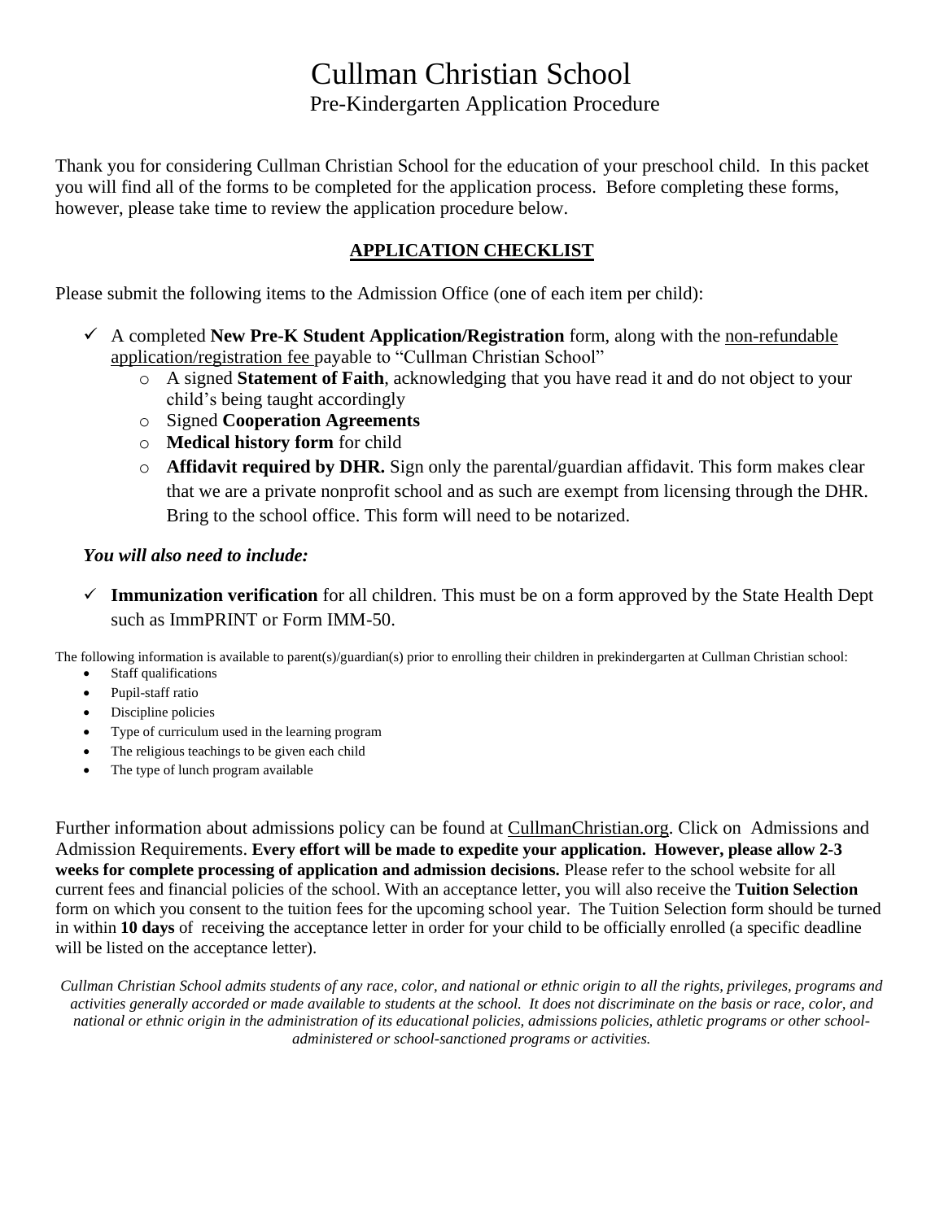# Cullman Christian School

## Pre-Kindergarten Application Procedure

Thank you for considering Cullman Christian School for the education of your preschool child. In this packet you will find all of the forms to be completed for the application process. Before completing these forms, however, please take time to review the application procedure below.

### APPLICATION CHECKLIST

Please submit the following items to the Admission Office (one of each item per child):

- ✓ A completed **New Pre-K Student Application/Registration** form, along with the non-refundable application/registration fee payable to "Cullman Christian School"
  - A signed **Statement of Faith**, acknowledging that you have read it and do not object to your child's being taught accordingly
  - Signed **Cooperation Agreements**
  - **Medical history form** for child
  - **Affidavit required by DHR.** Sign only the parental/guardian affidavit. This form makes clear that we are a private nonprofit school and as such are exempt from licensing through the DHR. Bring to the school office. This form will need to be notarized.

***You will also need to include:***

- ✓ **Immunization verification** for all children. This must be on a form approved by the State Health Dept such as ImmPRINT or Form IMM-50.

The following information is available to parent(s)/guardian(s) prior to enrolling their children in prekindergarten at Cullman Christian school:

- Staff qualifications
- Pupil-staff ratio
- Discipline policies
- Type of curriculum used in the learning program
- The religious teachings to be given each child
- The type of lunch program available

Further information about admissions policy can be found at CullmanChristian.org. Click on Admissions and Admission Requirements. **Every effort will be made to expedite your application. However, please allow 2-3 weeks for complete processing of application and admission decisions.** Please refer to the school website for all current fees and financial policies of the school. With an acceptance letter, you will also receive the **Tuition Selection** form on which you consent to the tuition fees for the upcoming school year. The Tuition Selection form should be turned in within **10 days** of receiving the acceptance letter in order for your child to be officially enrolled (a specific deadline will be listed on the acceptance letter).

*Cullman Christian School admits students of any race, color, and national or ethnic origin to all the rights, privileges, programs and activities generally accorded or made available to students at the school. It does not discriminate on the basis or race, color, and national or ethnic origin in the administration of its educational policies, admissions policies, athletic programs or other school-administered or school-sanctioned programs or activities.*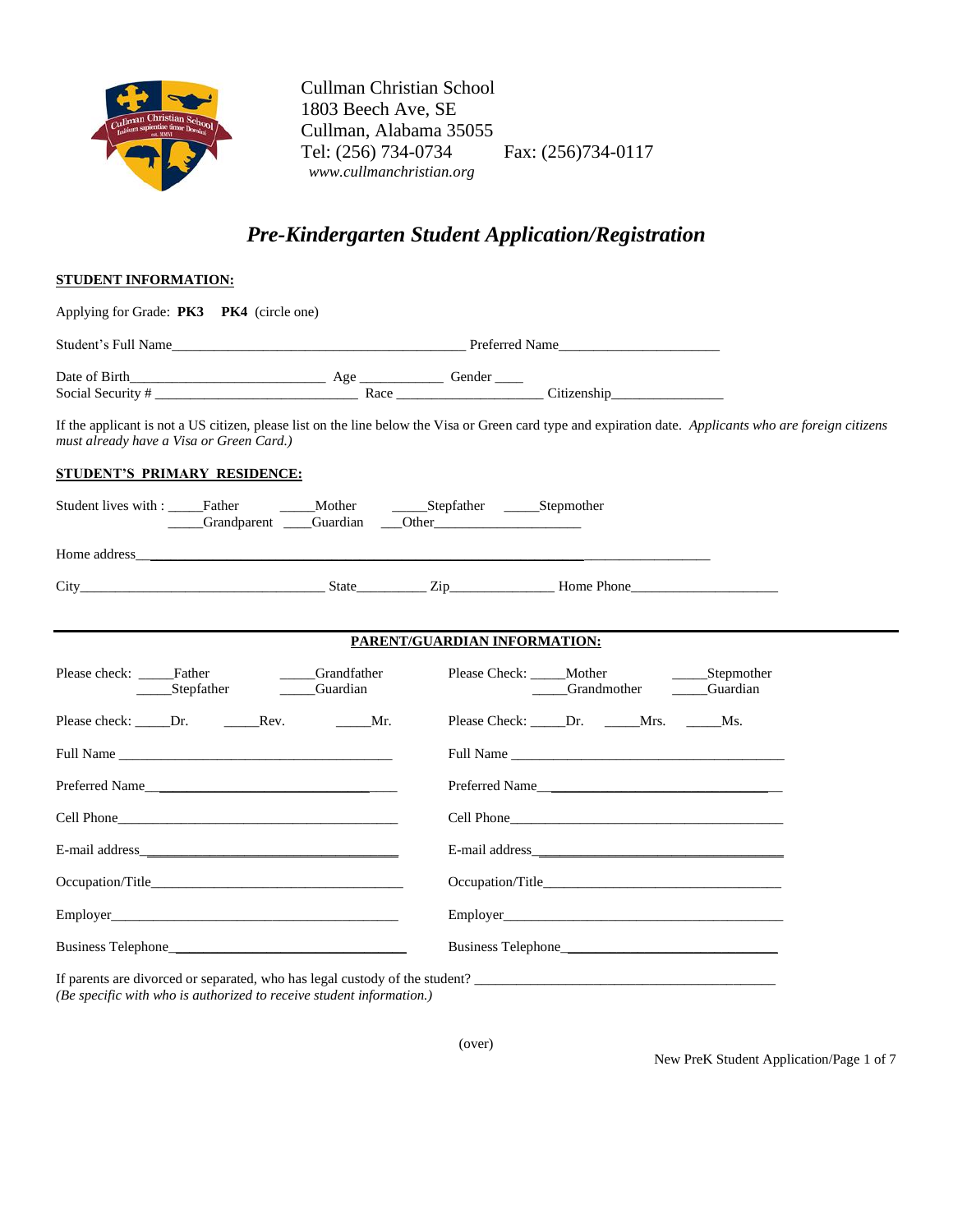Cullman Christian School
1803 Beech Ave, SE
Cullman, Alabama 35055
Tel: (256) 734-0734 Fax: (256)734-0117
*www.cullmanchristian.org*

# *Pre-Kindergarten Student Application/Registration*

**STUDENT INFORMATION:**

Applying for Grade: **PK3** **PK4** (circle one)

Student's Full Name___________________________________________ Preferred Name______________________

Date of Birth____________________________ Age ____________ Gender ____
Social Security # _____________________________ Race ____________________ Citizenship________________

If the applicant is not a US citizen, please list on the line below the Visa or Green card type and expiration date. *Applicants who are foreign citizens must already have a Visa or Green Card.)*

**STUDENT'S PRIMARY RESIDENCE:**

Student lives with : _____Father _____Mother _____Stepfather _____Stepmother
_____Grandparent ____Guardian ___Other____________________

Home address___________________________________________________________________________

City___________________________________ State__________ Zip______________ Home Phone____________________

**PARENT/GUARDIAN INFORMATION:**

Please check: _____Father _____Grandfather _____Stepfather _____Guardian

Please check: _____Dr. _____Rev. _____Mr.

Full Name ________________________________________

Preferred Name_______________________________________

Cell Phone__________________________________________

E-mail address_____________________________________

Occupation/Title____________________________________

Employer___________________________________________

Business Telephone_________________________________

Please Check: _____Mother _____Stepmother _____Grandmother _____Guardian

Please Check: _____Dr. _____Mrs. _____Ms.

Full Name ________________________________________

Preferred Name_______________________________________

Cell Phone__________________________________________

E-mail address_____________________________________

Occupation/Title____________________________________

Employer___________________________________________

Business Telephone_________________________________

If parents are divorced or separated, who has legal custody of the student? ____________________________________________
*(Be specific with who is authorized to receive student information.)*

(over)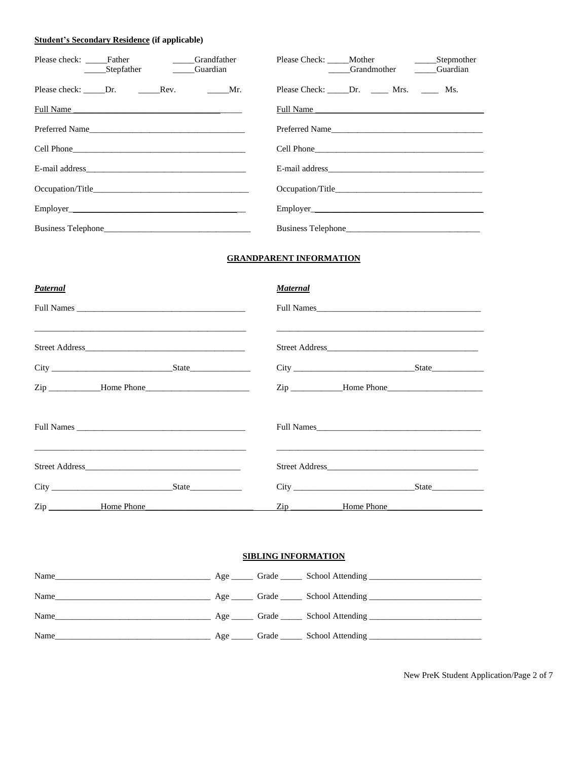**Student's Secondary Residence (if applicable)**

Please check: _____Father _____Grandfather _____Stepfather _____Guardian

Please check: _____Dr. _____Rev. _____Mr.

Full Name ________________________________________

Preferred Name____________________________________

Cell Phone________________________________________

E-mail address_____________________________________

Occupation/Title___________________________________

Employer_________________________________________

Business Telephone_________________________________

Please Check: _____Mother _____Stepmother _____Grandmother _____Guardian

Please Check: _____Dr. ____ Mrs. ____ Ms.

Full Name ________________________________________

Preferred Name____________________________________

Cell Phone________________________________________

E-mail address_____________________________________

Occupation/Title___________________________________

Employer_________________________________________

Business Telephone_________________________________

## GRANDPARENT INFORMATION

***Paternal***

Full Names _______________________________________

__________________________________________________

Street Address_____________________________________

City ___________________________State______________

Zip ____________Home Phone________________________

Full Names _______________________________________

__________________________________________________

Street Address_____________________________________

City ___________________________State______________

Zip ____________Home Phone________________________

***Maternal***

Full Names_______________________________________

__________________________________________________

Street Address_____________________________________

City ___________________________State______________

Zip ____________Home Phone________________________

Full Names_______________________________________

__________________________________________________

Street Address_____________________________________

City ___________________________State______________

Zip ____________Home Phone________________________

## SIBLING INFORMATION

Name___________________________________ Age _____ Grade _____ School Attending __________________________

Name___________________________________ Age _____ Grade _____ School Attending __________________________

Name___________________________________ Age _____ Grade _____ School Attending __________________________

Name___________________________________ Age _____ Grade _____ School Attending __________________________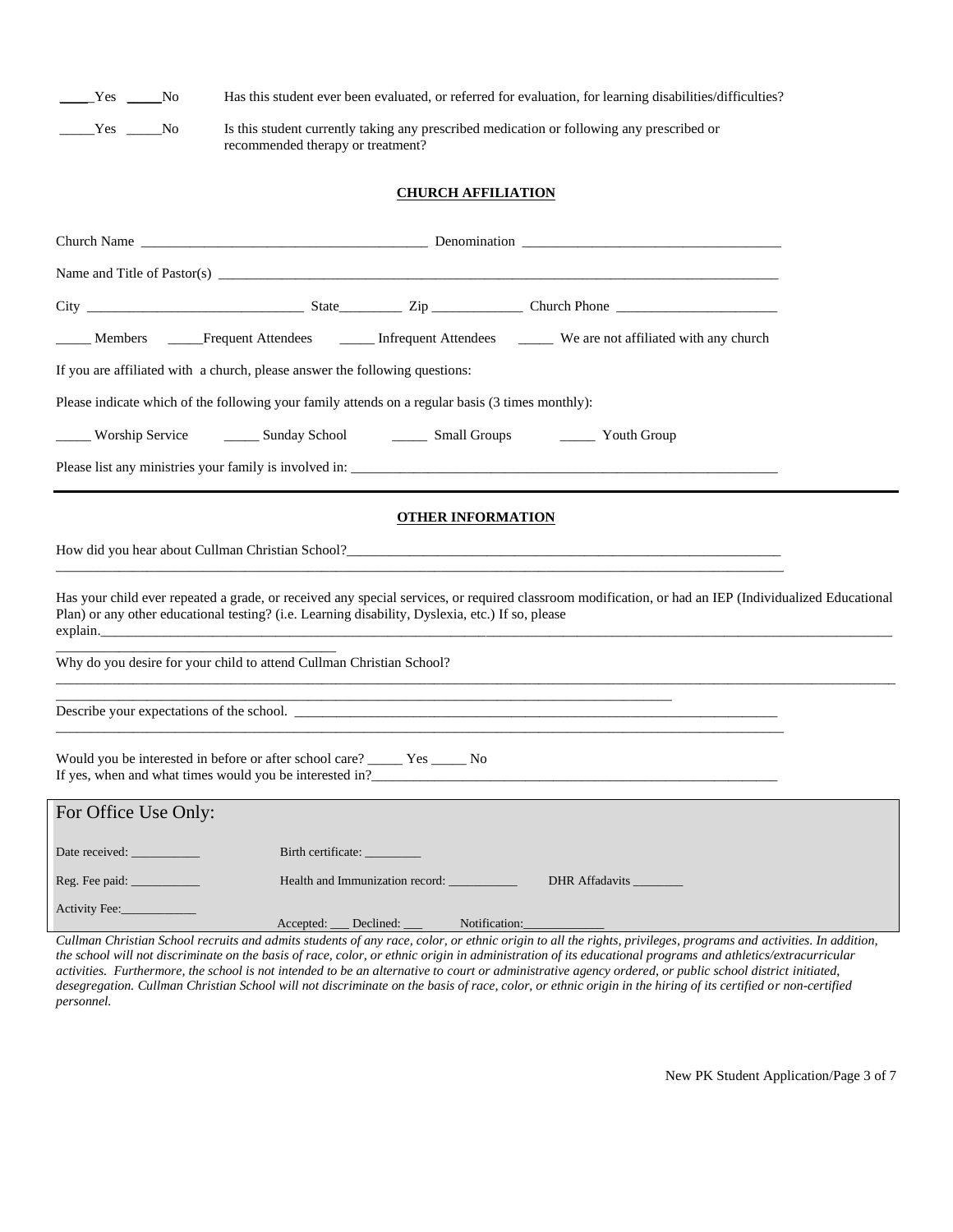\_\_\_\_\_Yes \_\_\_\_\_No Has this student ever been evaluated, or referred for evaluation, for learning disabilities/difficulties?

\_\_\_\_\_Yes \_\_\_\_\_No Is this student currently taking any prescribed medication or following any prescribed or recommended therapy or treatment?

## CHURCH AFFILIATION

Church Name \_\_\_\_\_\_\_\_\_\_\_\_\_\_\_\_\_\_\_\_\_\_\_\_\_\_\_\_\_\_\_\_\_\_\_\_\_\_\_\_ Denomination \_\_\_\_\_\_\_\_\_\_\_\_\_\_\_\_\_\_\_\_\_\_\_\_\_\_\_\_\_\_\_\_\_\_\_\_

Name and Title of Pastor(s) \_\_\_\_\_\_\_\_\_\_\_\_\_\_\_\_\_\_\_\_\_\_\_\_\_\_\_\_\_\_\_\_\_\_\_\_\_\_\_\_\_\_\_\_\_\_\_\_\_\_\_\_\_\_\_\_\_\_\_\_\_\_\_\_\_\_\_\_\_\_\_\_\_\_\_\_\_\_

City \_\_\_\_\_\_\_\_\_\_\_\_\_\_\_\_\_\_\_\_\_\_\_\_\_\_\_\_\_\_ State\_\_\_\_\_\_\_\_\_ Zip \_\_\_\_\_\_\_\_\_\_\_\_\_ Church Phone \_\_\_\_\_\_\_\_\_\_\_\_\_\_\_\_\_\_\_\_\_\_\_

\_\_\_\_\_ Members \_\_\_\_\_Frequent Attendees \_\_\_\_\_ Infrequent Attendees \_\_\_\_\_ We are not affiliated with any church

If you are affiliated with a church, please answer the following questions:

Please indicate which of the following your family attends on a regular basis (3 times monthly):

\_\_\_\_\_ Worship Service \_\_\_\_\_ Sunday School \_\_\_\_\_ Small Groups \_\_\_\_\_ Youth Group

Please list any ministries your family is involved in: \_\_\_\_\_\_\_\_\_\_\_\_\_\_\_\_\_\_\_\_\_\_\_\_\_\_\_\_\_\_\_\_\_\_\_\_\_\_\_\_\_\_\_\_\_\_\_\_\_\_\_\_\_\_\_\_\_\_\_\_\_\_

## OTHER INFORMATION

How did you hear about Cullman Christian School?\_\_\_\_\_\_\_\_\_\_\_\_\_\_\_\_\_\_\_\_\_\_\_\_\_\_\_\_\_\_\_\_\_\_\_\_\_\_\_\_\_\_\_\_\_\_\_\_\_\_\_\_\_\_\_\_\_\_\_\_\_\_
\_\_\_\_\_\_\_\_\_\_\_\_\_\_\_\_\_\_\_\_\_\_\_\_\_\_\_\_\_\_\_\_\_\_\_\_\_\_\_\_\_\_\_\_\_\_\_\_\_\_\_\_\_\_\_\_\_\_\_\_\_\_\_\_\_\_\_\_\_\_\_\_\_\_\_\_\_\_\_\_\_\_\_\_\_\_\_\_\_\_\_\_\_\_\_\_\_\_\_\_\_\_\_

Has your child ever repeated a grade, or received any special services, or required classroom modification, or had an IEP (Individualized Educational Plan) or any other educational testing? (i.e. Learning disability, Dyslexia, etc.) If so, please explain.\_\_\_\_\_\_\_\_\_\_\_\_\_\_\_\_\_\_\_\_\_\_\_\_\_\_\_\_\_\_\_\_\_\_\_\_\_\_\_\_\_\_\_\_\_\_\_\_\_\_\_\_\_\_\_\_\_\_\_\_\_\_\_\_\_\_\_\_\_\_\_\_\_\_\_\_\_\_\_\_\_\_\_\_\_\_\_\_\_\_\_\_\_\_\_\_\_\_\_\_\_\_\_\_\_\_\_\_
\_\_\_\_\_\_\_\_\_\_\_\_\_\_\_\_\_\_\_\_\_\_\_\_\_\_\_\_\_\_\_\_\_\_\_\_\_\_\_\_

Why do you desire for your child to attend Cullman Christian School?
\_\_\_\_\_\_\_\_\_\_\_\_\_\_\_\_\_\_\_\_\_\_\_\_\_\_\_\_\_\_\_\_\_\_\_\_\_\_\_\_\_\_\_\_\_\_\_\_\_\_\_\_\_\_\_\_\_\_\_\_\_\_\_\_\_\_\_\_\_\_\_\_\_\_\_\_\_\_\_\_\_\_\_\_\_\_\_\_\_\_\_\_\_\_\_\_\_\_\_\_\_\_\_\_\_\_\_\_\_\_\_\_\_\_
\_\_\_\_\_\_\_\_\_\_\_\_\_\_\_\_\_\_\_\_\_\_\_\_\_\_\_\_\_\_\_\_\_\_\_\_\_\_\_\_\_\_\_\_\_\_\_\_\_\_\_\_\_\_\_\_\_\_\_\_\_\_\_\_\_\_\_\_\_\_\_\_\_\_\_\_\_\_\_\_\_\_\_\_\_\_\_\_\_\_

Describe your expectations of the school. \_\_\_\_\_\_\_\_\_\_\_\_\_\_\_\_\_\_\_\_\_\_\_\_\_\_\_\_\_\_\_\_\_\_\_\_\_\_\_\_\_\_\_\_\_\_\_\_\_\_\_\_\_\_\_\_\_\_\_\_\_\_\_\_\_\_\_\_\_\_\_\_
\_\_\_\_\_\_\_\_\_\_\_\_\_\_\_\_\_\_\_\_\_\_\_\_\_\_\_\_\_\_\_\_\_\_\_\_\_\_\_\_\_\_\_\_\_\_\_\_\_\_\_\_\_\_\_\_\_\_\_\_\_\_\_\_\_\_\_\_\_\_\_\_\_\_\_\_\_\_\_\_\_\_\_\_\_\_\_\_\_\_\_\_\_\_\_\_\_\_\_\_\_\_\_

Would you be interested in before or after school care? \_\_\_\_\_ Yes \_\_\_\_\_ No
If yes, when and what times would you be interested in?\_\_\_\_\_\_\_\_\_\_\_\_\_\_\_\_\_\_\_\_\_\_\_\_\_\_\_\_\_\_\_\_\_\_\_\_\_\_\_\_\_\_\_\_\_\_\_\_\_\_\_\_\_\_\_\_\_\_\_\_\_

## For Office Use Only:

Date received: \_\_\_\_\_\_\_\_\_\_\_ Birth certificate: \_\_\_\_\_\_\_\_\_

Reg. Fee paid: \_\_\_\_\_\_\_\_\_\_\_ Health and Immunization record: \_\_\_\_\_\_\_\_\_\_\_ DHR Affadavits \_\_\_\_\_\_\_\_

Activity Fee:\_\_\_\_\_\_\_\_\_\_\_\_ Accepted: \_\_\_ Declined: \_\_\_ Notification:\_\_\_\_\_\_\_\_\_\_\_\_\_

*Cullman Christian School recruits and admits students of any race, color, or ethnic origin to all the rights, privileges, programs and activities. In addition, the school will not discriminate on the basis of race, color, or ethnic origin in administration of its educational programs and athletics/extracurricular activities. Furthermore, the school is not intended to be an alternative to court or administrative agency ordered, or public school district initiated, desegregation. Cullman Christian School will not discriminate on the basis of race, color, or ethnic origin in the hiring of its certified or non-certified personnel.*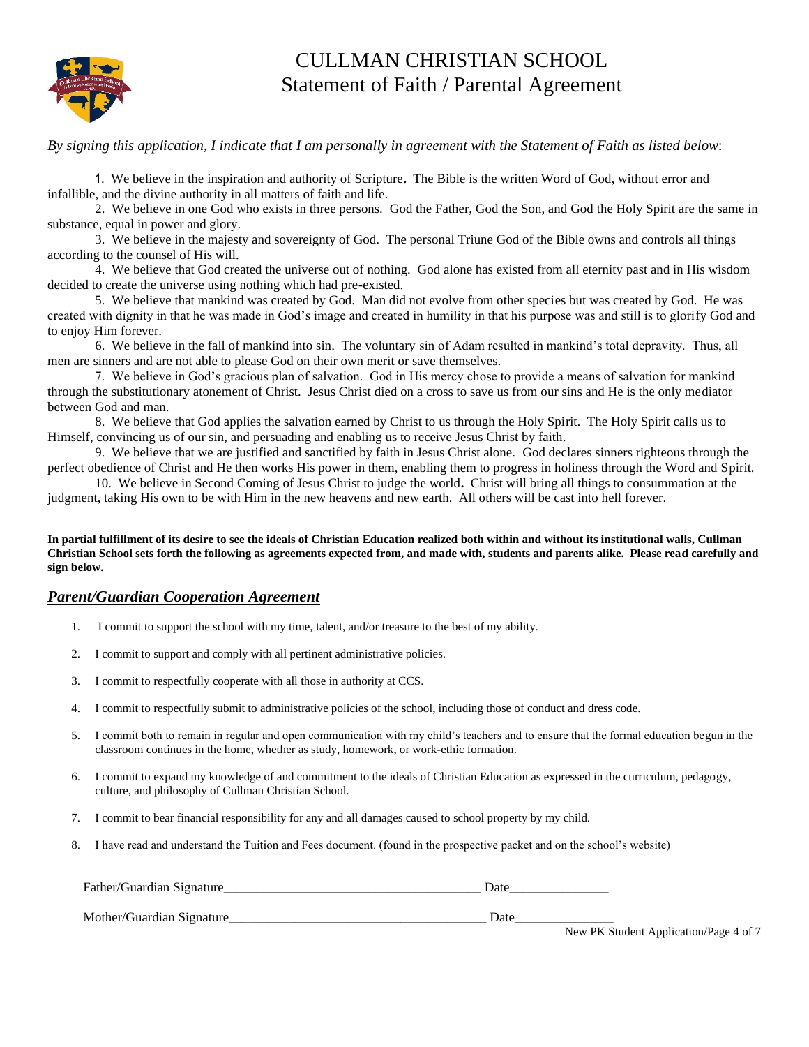# CULLMAN CHRISTIAN SCHOOL
## Statement of Faith / Parental Agreement

*By signing this application, I indicate that I am personally in agreement with the Statement of Faith as listed below*:

1. We believe in the inspiration and authority of Scripture**.** The Bible is the written Word of God, without error and infallible, and the divine authority in all matters of faith and life.
2. We believe in one God who exists in three persons. God the Father, God the Son, and God the Holy Spirit are the same in substance, equal in power and glory.
3. We believe in the majesty and sovereignty of God. The personal Triune God of the Bible owns and controls all things according to the counsel of His will.
4. We believe that God created the universe out of nothing. God alone has existed from all eternity past and in His wisdom decided to create the universe using nothing which had pre-existed.
5. We believe that mankind was created by God. Man did not evolve from other species but was created by God. He was created with dignity in that he was made in God's image and created in humility in that his purpose was and still is to glorify God and to enjoy Him forever.
6. We believe in the fall of mankind into sin. The voluntary sin of Adam resulted in mankind's total depravity. Thus, all men are sinners and are not able to please God on their own merit or save themselves.
7. We believe in God's gracious plan of salvation. God in His mercy chose to provide a means of salvation for mankind through the substitutionary atonement of Christ. Jesus Christ died on a cross to save us from our sins and He is the only mediator between God and man.
8. We believe that God applies the salvation earned by Christ to us through the Holy Spirit. The Holy Spirit calls us to Himself, convincing us of our sin, and persuading and enabling us to receive Jesus Christ by faith.
9. We believe that we are justified and sanctified by faith in Jesus Christ alone. God declares sinners righteous through the perfect obedience of Christ and He then works His power in them, enabling them to progress in holiness through the Word and Spirit.
10. We believe in Second Coming of Jesus Christ to judge the world**.** Christ will bring all things to consummation at the judgment, taking His own to be with Him in the new heavens and new earth. All others will be cast into hell forever.

**In partial fulfillment of its desire to see the ideals of Christian Education realized both within and without its institutional walls, Cullman Christian School sets forth the following as agreements expected from, and made with, students and parents alike. Please read carefully and sign below.**

## ***Parent/Guardian Cooperation Agreement***

1. I commit to support the school with my time, talent, and/or treasure to the best of my ability.
2. I commit to support and comply with all pertinent administrative policies.
3. I commit to respectfully cooperate with all those in authority at CCS.
4. I commit to respectfully submit to administrative policies of the school, including those of conduct and dress code.
5. I commit both to remain in regular and open communication with my child's teachers and to ensure that the formal education begun in the classroom continues in the home, whether as study, homework, or work-ethic formation.
6. I commit to expand my knowledge of and commitment to the ideals of Christian Education as expressed in the curriculum, pedagogy, culture, and philosophy of Cullman Christian School.
7. I commit to bear financial responsibility for any and all damages caused to school property by my child.
8. I have read and understand the Tuition and Fees document. (found in the prospective packet and on the school's website)

Father/Guardian Signature_______________________________________ Date_______________

Mother/Guardian Signature_______________________________________ Date_______________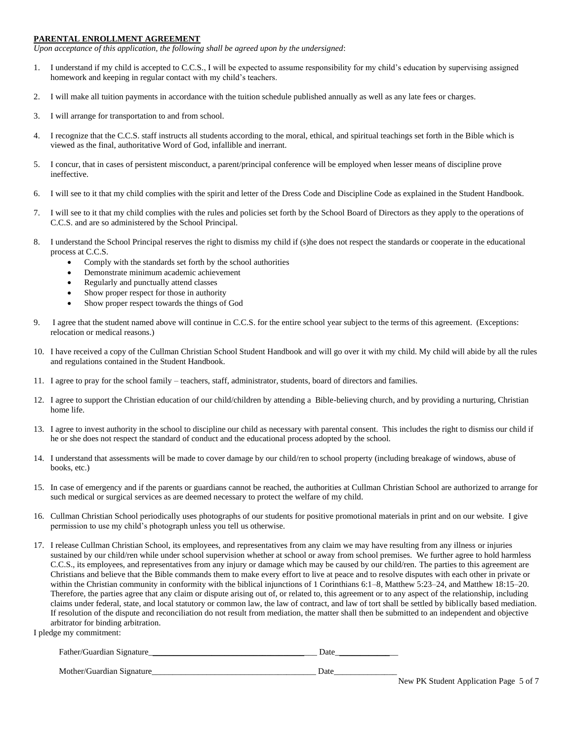**PARENTAL ENROLLMENT AGREEMENT**

*Upon acceptance of this application, the following shall be agreed upon by the undersigned*:

1. I understand if my child is accepted to C.C.S., I will be expected to assume responsibility for my child's education by supervising assigned homework and keeping in regular contact with my child's teachers.
2. I will make all tuition payments in accordance with the tuition schedule published annually as well as any late fees or charges.
3. I will arrange for transportation to and from school.
4. I recognize that the C.C.S. staff instructs all students according to the moral, ethical, and spiritual teachings set forth in the Bible which is viewed as the final, authoritative Word of God, infallible and inerrant.
5. I concur, that in cases of persistent misconduct, a parent/principal conference will be employed when lesser means of discipline prove ineffective.
6. I will see to it that my child complies with the spirit and letter of the Dress Code and Discipline Code as explained in the Student Handbook.
7. I will see to it that my child complies with the rules and policies set forth by the School Board of Directors as they apply to the operations of C.C.S. and are so administered by the School Principal.
8. I understand the School Principal reserves the right to dismiss my child if (s)he does not respect the standards or cooperate in the educational process at C.C.S.
    - Comply with the standards set forth by the school authorities
    - Demonstrate minimum academic achievement
    - Regularly and punctually attend classes
    - Show proper respect for those in authority
    - Show proper respect towards the things of God
9. I agree that the student named above will continue in C.C.S. for the entire school year subject to the terms of this agreement. (Exceptions: relocation or medical reasons.)
10. I have received a copy of the Cullman Christian School Student Handbook and will go over it with my child. My child will abide by all the rules and regulations contained in the Student Handbook.
11. I agree to pray for the school family – teachers, staff, administrator, students, board of directors and families.
12. I agree to support the Christian education of our child/children by attending a Bible-believing church, and by providing a nurturing, Christian home life.
13. I agree to invest authority in the school to discipline our child as necessary with parental consent. This includes the right to dismiss our child if he or she does not respect the standard of conduct and the educational process adopted by the school.
14. I understand that assessments will be made to cover damage by our child/ren to school property (including breakage of windows, abuse of books, etc.)
15. In case of emergency and if the parents or guardians cannot be reached, the authorities at Cullman Christian School are authorized to arrange for such medical or surgical services as are deemed necessary to protect the welfare of my child.
16. Cullman Christian School periodically uses photographs of our students for positive promotional materials in print and on our website. I give permission to use my child's photograph unless you tell us otherwise.
17. I release Cullman Christian School, its employees, and representatives from any claim we may have resulting from any illness or injuries sustained by our child/ren while under school supervision whether at school or away from school premises. We further agree to hold harmless C.C.S., its employees, and representatives from any injury or damage which may be caused by our child/ren. The parties to this agreement are Christians and believe that the Bible commands them to make every effort to live at peace and to resolve disputes with each other in private or within the Christian community in conformity with the biblical injunctions of 1 Corinthians 6:1–8, Matthew 5:23–24, and Matthew 18:15–20. Therefore, the parties agree that any claim or dispute arising out of, or related to, this agreement or to any aspect of the relationship, including claims under federal, state, and local statutory or common law, the law of contract, and law of tort shall be settled by biblically based mediation. If resolution of the dispute and reconciliation do not result from mediation, the matter shall then be submitted to an independent and objective arbitrator for binding arbitration.

I pledge my commitment:

Father/Guardian Signature_________________________________________ Date_______________

Mother/Guardian Signature_________________________________________ Date_______________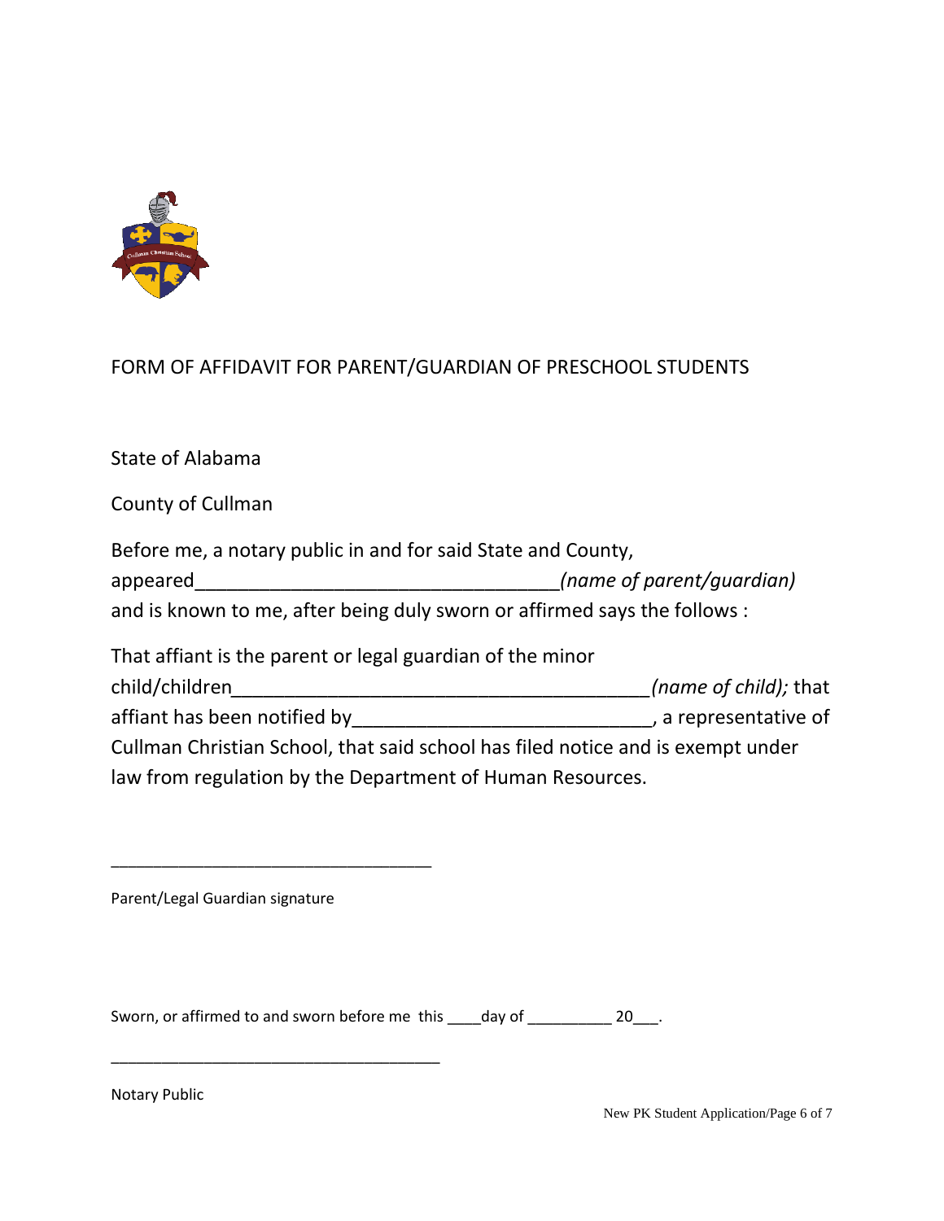FORM OF AFFIDAVIT FOR PARENT/GUARDIAN OF PRESCHOOL STUDENTS

State of Alabama

County of Cullman

Before me, a notary public in and for said State and County, appeared__________________________________*(name of parent/guardian)* and is known to me, after being duly sworn or affirmed says the follows :

That affiant is the parent or legal guardian of the minor child/children_______________________________________*(name of child);* that affiant has been notified by___________________________, a representative of Cullman Christian School, that said school has filed notice and is exempt under law from regulation by the Department of Human Resources.

___________________________________

Parent/Legal Guardian signature

Sworn, or affirmed to and sworn before me this ____day of __________ 20___.

______________________________________

Notary Public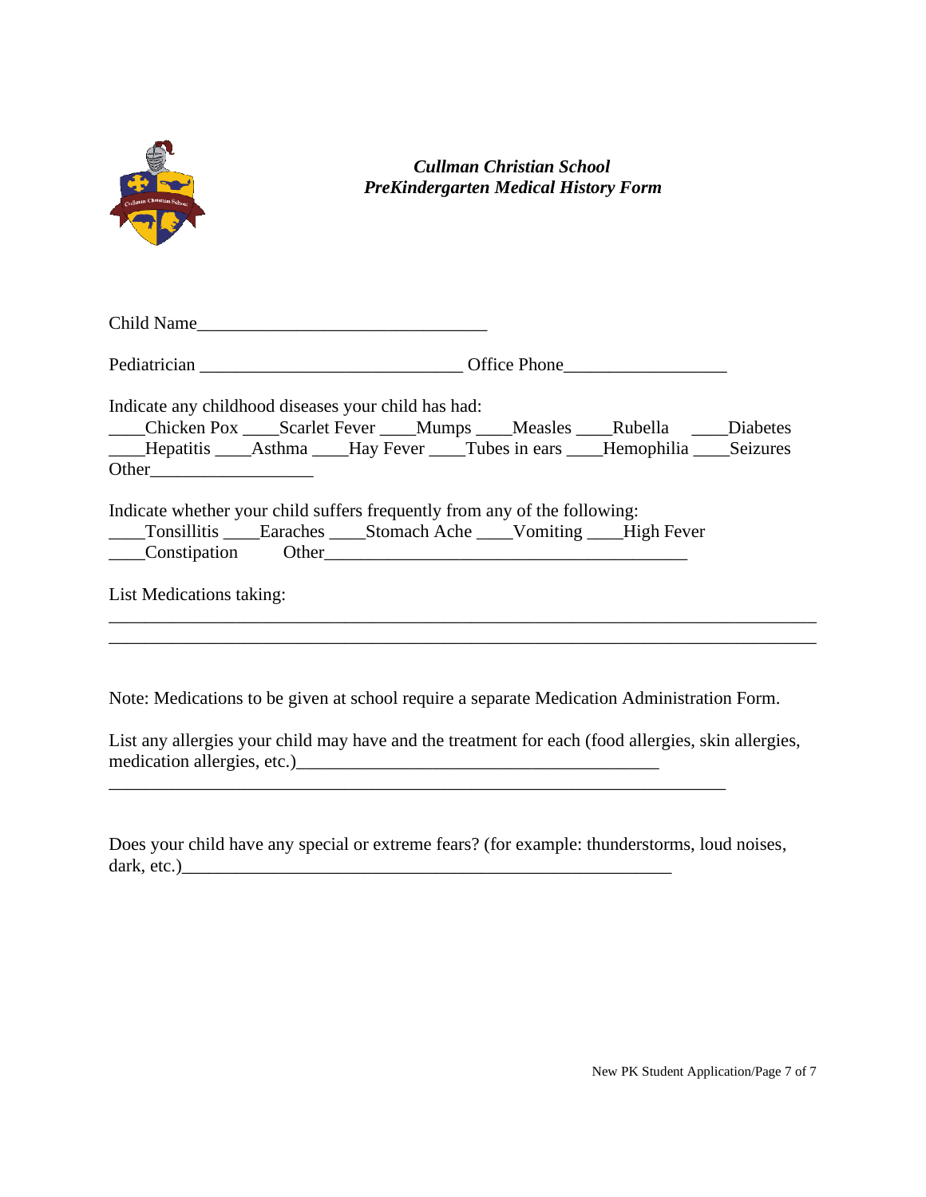***Cullman Christian School***
***PreKindergarten Medical History Form***

Child Name________________________________

Pediatrician _____________________________ Office Phone__________________

Indicate any childhood diseases your child has had:
____Chicken Pox ____Scarlet Fever ____Mumps ____Measles ____Rubella ____Diabetes
____Hepatitis ____Asthma ____Hay Fever ____Tubes in ears ____Hemophilia ____Seizures
Other__________________

Indicate whether your child suffers frequently from any of the following:
____Tonsillitis ____Earaches ____Stomach Ache ____Vomiting ____High Fever
____Constipation Other_________________________________________

List Medications taking:
_______________________________________________________________________________
_______________________________________________________________________________

Note: Medications to be given at school require a separate Medication Administration Form.

List any allergies your child may have and the treatment for each (food allergies, skin allergies, medication allergies, etc.)________________________________________
______________________________________________________________________

Does your child have any special or extreme fears? (for example: thunderstorms, loud noises, dark, etc.)_______________________________________________________